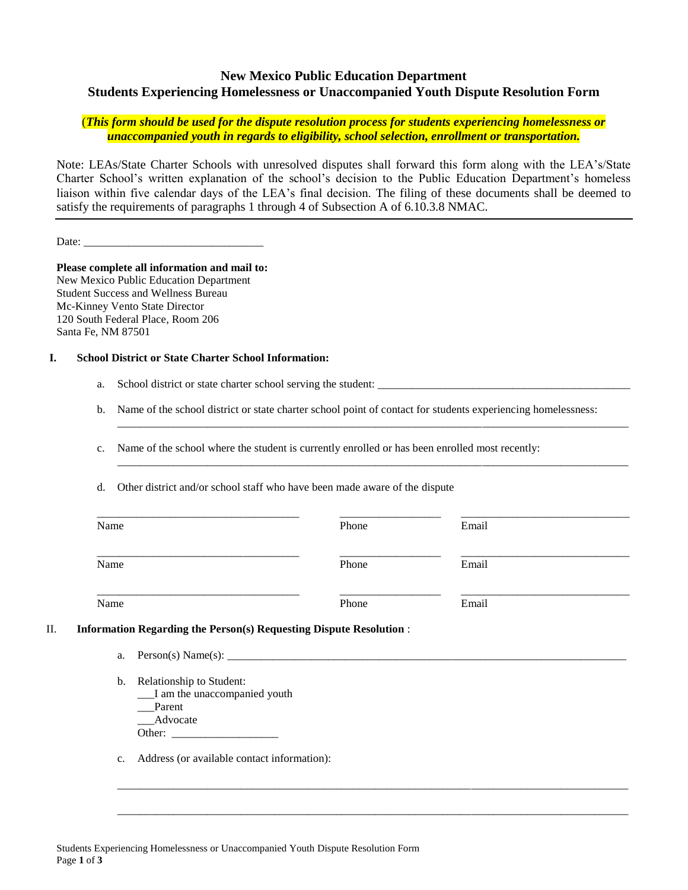# New Mexico Public Education Department
# Students Experiencing Homelessness or Unaccompanied Youth Dispute Resolution Form

***(This form should be used for the dispute resolution process for students experiencing homelessness or unaccompanied youth in regards to eligibility, school selection, enrollment or transportation.***

Note: LEAs/State Charter Schools with unresolved disputes shall forward this form along with the LEA's/State Charter School's written explanation of the school's decision to the Public Education Department's homeless liaison within five calendar days of the LEA's final decision. The filing of these documents shall be deemed to satisfy the requirements of paragraphs 1 through 4 of Subsection A of 6.10.3.8 NMAC.

---

Date: ______________________________

**Please complete all information and mail to:**
New Mexico Public Education Department
Student Success and Wellness Bureau
Mc-Kinney Vento State Director
120 South Federal Place, Room 206
Santa Fe, NM 87501

## I. School District or State Charter School Information:

a. School district or state charter school serving the student: ______________________________________________

b. Name of the school district or state charter school point of contact for students experiencing homelessness:
______________________________________________________________________________________________

c. Name of the school where the student is currently enrolled or has been enrolled most recently:
______________________________________________________________________________________________

d. Other district and/or school staff who have been made aware of the dispute

| Name | Phone | Email |
|---|---|---|
| ___________________________ | _______________ | ___________________________ |
| ___________________________ | _______________ | ___________________________ |
| ___________________________ | _______________ | ___________________________ |

## II. Information Regarding the Person(s) Requesting Dispute Resolution :

a. Person(s) Name(s): ___________________________________________________________________________

b. Relationship to Student:
___I am the unaccompanied youth
___Parent
___Advocate
Other: __________________

c. Address (or available contact information):

______________________________________________________________________________________________

______________________________________________________________________________________________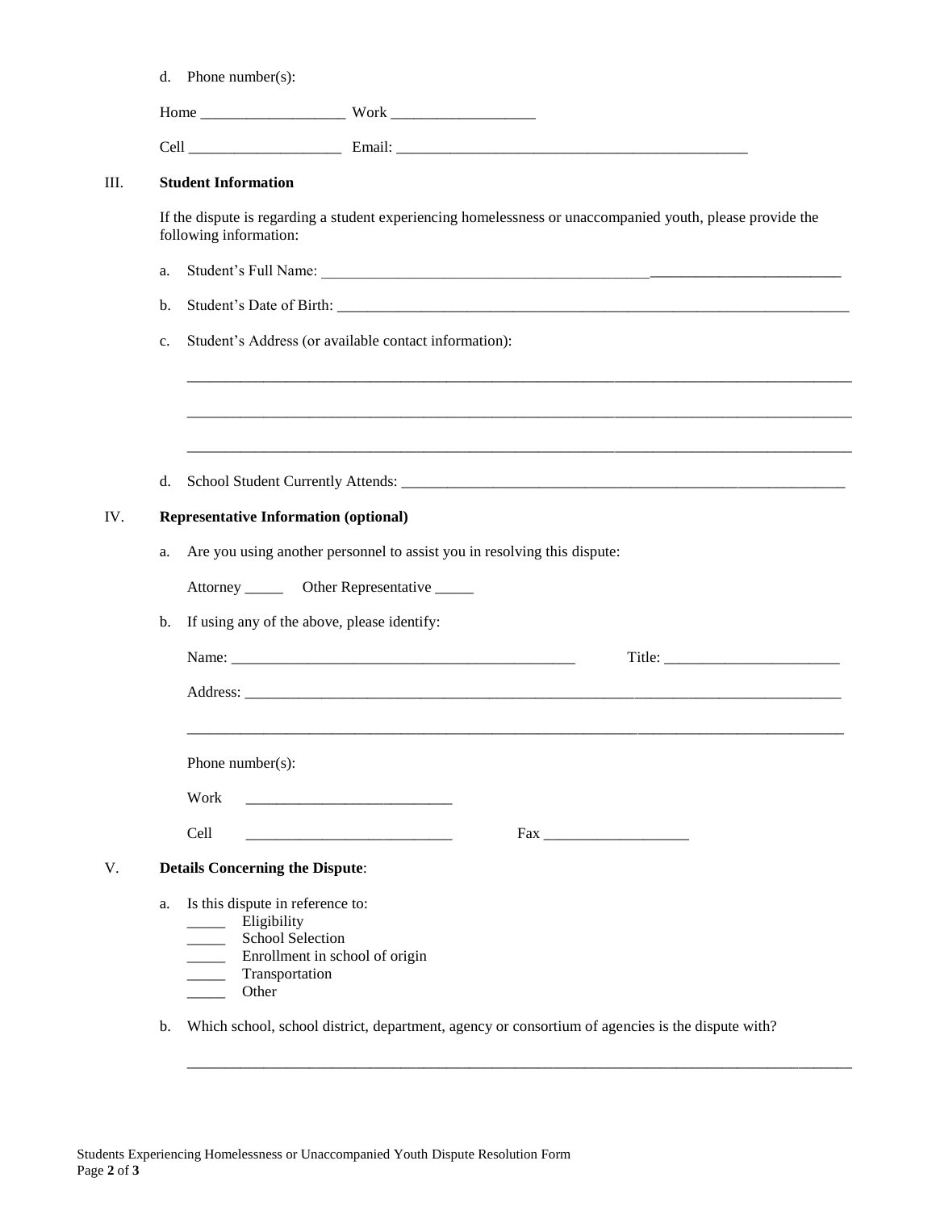d. Phone number(s):

Home ___________________ Work ___________________

Cell ____________________ Email: ________________________________________________

III. **Student Information**

If the dispute is regarding a student experiencing homelessness or unaccompanied youth, please provide the following information:

a. Student's Full Name: ______________________________________________________________________

b. Student's Date of Birth: ________________________________________________________________________

c. Student's Address (or available contact information):

_____________________________________________________________________________________________

_____________________________________________________________________________________________

_____________________________________________________________________________________________

d. School Student Currently Attends: _______________________________________________________________

IV. **Representative Information (optional)**

a. Are you using another personnel to assist you in resolving this dispute:

Attorney _____ Other Representative _____

b. If using any of the above, please identify:

Name: _______________________________________________ Title: ________________________

Address: ______________________________________________________________________________

_____________________________________________________________________________________________

Phone number(s):

Work ___________________________

Cell ___________________________ Fax ____________________

V. **Details Concerning the Dispute**:

a. Is this dispute in reference to:
   - _____ Eligibility
   - _____ School Selection
   - _____ Enrollment in school of origin
   - _____ Transportation
   - _____ Other

b. Which school, school district, department, agency or consortium of agencies is the dispute with?

_____________________________________________________________________________________________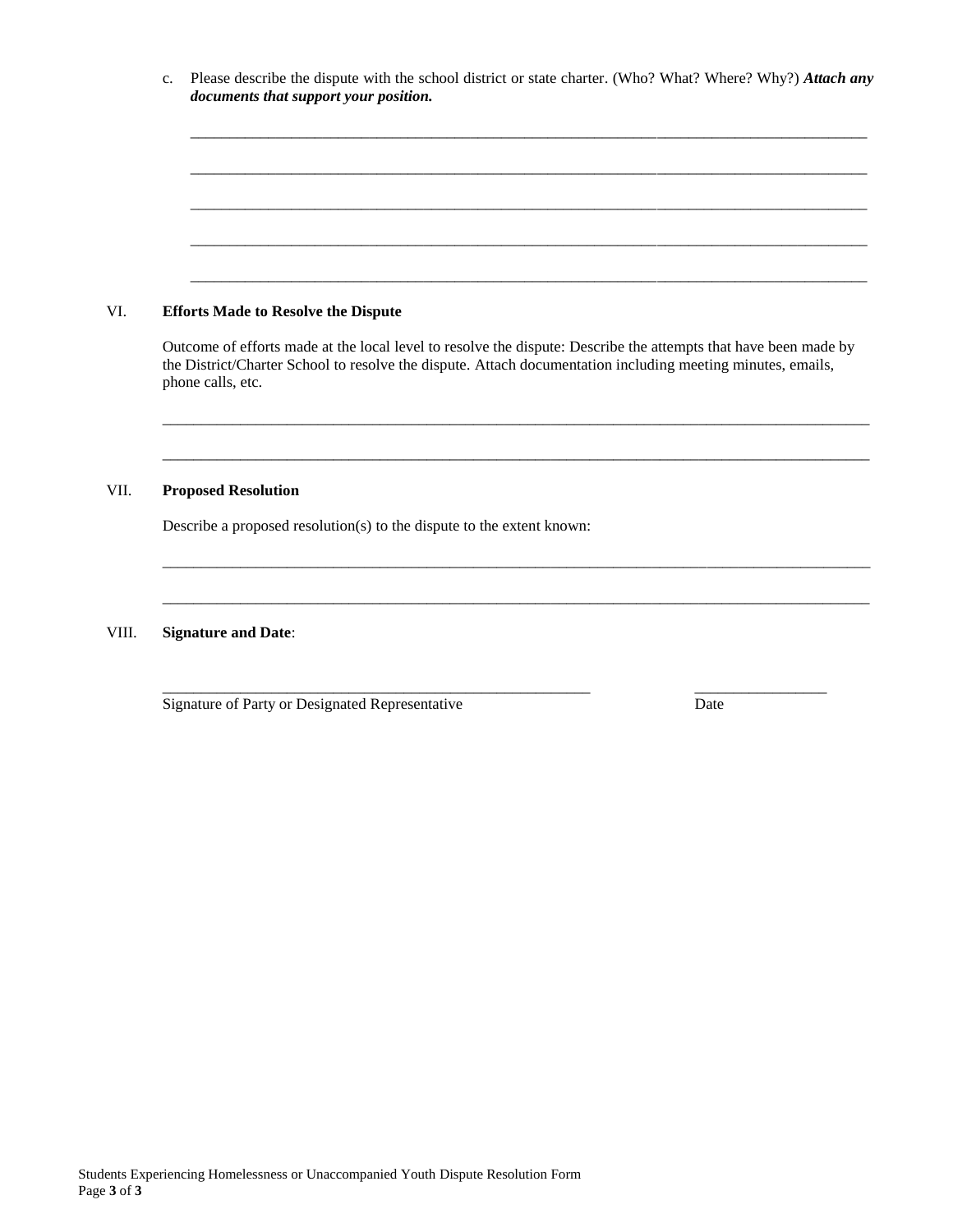c. Please describe the dispute with the school district or state charter. (Who? What? Where? Why?) ***Attach any documents that support your position.***

_____________________________________________________________________________________

_____________________________________________________________________________________

_____________________________________________________________________________________

_____________________________________________________________________________________

_____________________________________________________________________________________

VI. **Efforts Made to Resolve the Dispute**

Outcome of efforts made at the local level to resolve the dispute: Describe the attempts that have been made by the District/Charter School to resolve the dispute. Attach documentation including meeting minutes, emails, phone calls, etc.

_____________________________________________________________________________________

_____________________________________________________________________________________

VII. **Proposed Resolution**

Describe a proposed resolution(s) to the dispute to the extent known:

_____________________________________________________________________________________

_____________________________________________________________________________________

VIII. **Signature and Date**:

_______________________________________________________ _________________

Signature of Party or Designated Representative Date